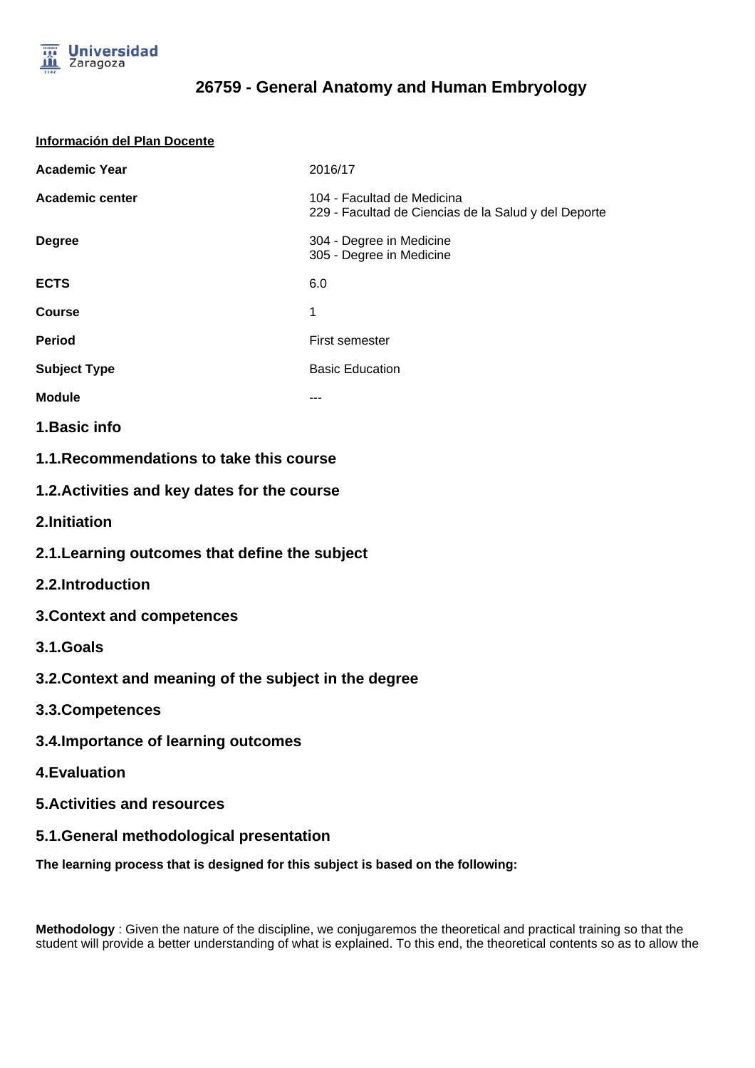# 26759 - General Anatomy and Human Embryology

**Información del Plan Docente**

| | |
|---|---|
| **Academic Year** | 2016/17 |
| **Academic center** | 104 - Facultad de Medicina<br>229 - Facultad de Ciencias de la Salud y del Deporte |
| **Degree** | 304 - Degree in Medicine<br>305 - Degree in Medicine |
| **ECTS** | 6.0 |
| **Course** | 1 |
| **Period** | First semester |
| **Subject Type** | Basic Education |
| **Module** | --- |

## 1.Basic info

### 1.1.Recommendations to take this course

### 1.2.Activities and key dates for the course

## 2.Initiation

### 2.1.Learning outcomes that define the subject

### 2.2.Introduction

## 3.Context and competences

### 3.1.Goals

### 3.2.Context and meaning of the subject in the degree

### 3.3.Competences

### 3.4.Importance of learning outcomes

## 4.Evaluation

## 5.Activities and resources

### 5.1.General methodological presentation

**The learning process that is designed for this subject is based on the following:**

**Methodology** : Given the nature of the discipline, we conjugaremos the theoretical and practical training so that the student will provide a better understanding of what is explained. To this end, the theoretical contents so as to allow the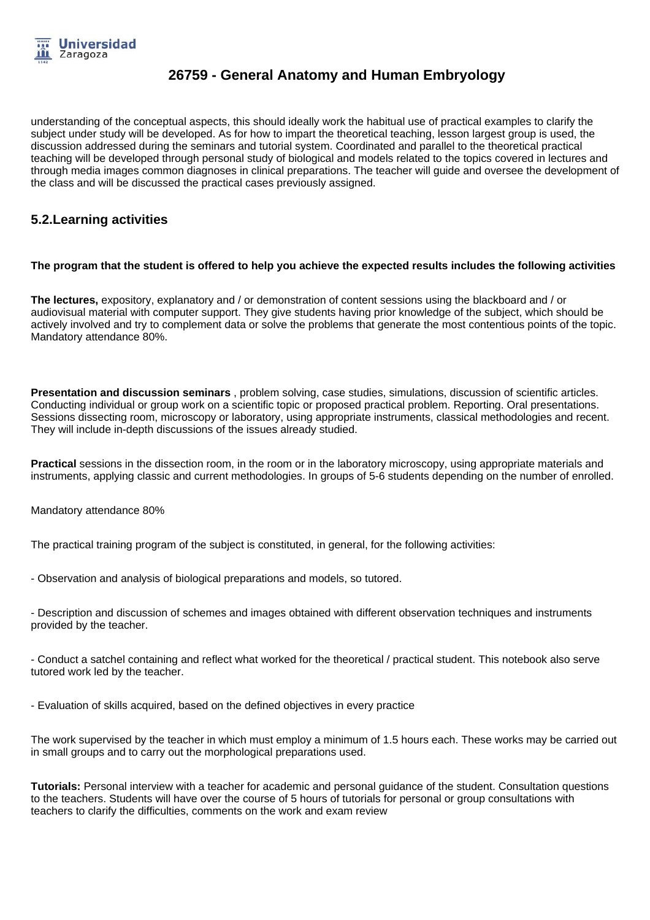understanding of the conceptual aspects, this should ideally work the habitual use of practical examples to clarify the subject under study will be developed. As for how to impart the theoretical teaching, lesson largest group is used, the discussion addressed during the seminars and tutorial system. Coordinated and parallel to the theoretical practical teaching will be developed through personal study of biological and models related to the topics covered in lectures and through media images common diagnoses in clinical preparations. The teacher will guide and oversee the development of the class and will be discussed the practical cases previously assigned.

## 5.2.Learning activities

**The program that the student is offered to help you achieve the expected results includes the following activities**

**The lectures,** expository, explanatory and / or demonstration of content sessions using the blackboard and / or audiovisual material with computer support. They give students having prior knowledge of the subject, which should be actively involved and try to complement data or solve the problems that generate the most contentious points of the topic. Mandatory attendance 80%.

**Presentation and discussion seminars** , problem solving, case studies, simulations, discussion of scientific articles. Conducting individual or group work on a scientific topic or proposed practical problem. Reporting. Oral presentations. Sessions dissecting room, microscopy or laboratory, using appropriate instruments, classical methodologies and recent. They will include in-depth discussions of the issues already studied.

**Practical** sessions in the dissection room, in the room or in the laboratory microscopy, using appropriate materials and instruments, applying classic and current methodologies. In groups of 5-6 students depending on the number of enrolled.

Mandatory attendance 80%

The practical training program of the subject is constituted, in general, for the following activities:

- Observation and analysis of biological preparations and models, so tutored.

- Description and discussion of schemes and images obtained with different observation techniques and instruments provided by the teacher.

- Conduct a satchel containing and reflect what worked for the theoretical / practical student. This notebook also serve tutored work led by the teacher.

- Evaluation of skills acquired, based on the defined objectives in every practice

The work supervised by the teacher in which must employ a minimum of 1.5 hours each. These works may be carried out in small groups and to carry out the morphological preparations used.

**Tutorials:** Personal interview with a teacher for academic and personal guidance of the student. Consultation questions to the teachers. Students will have over the course of 5 hours of tutorials for personal or group consultations with teachers to clarify the difficulties, comments on the work and exam review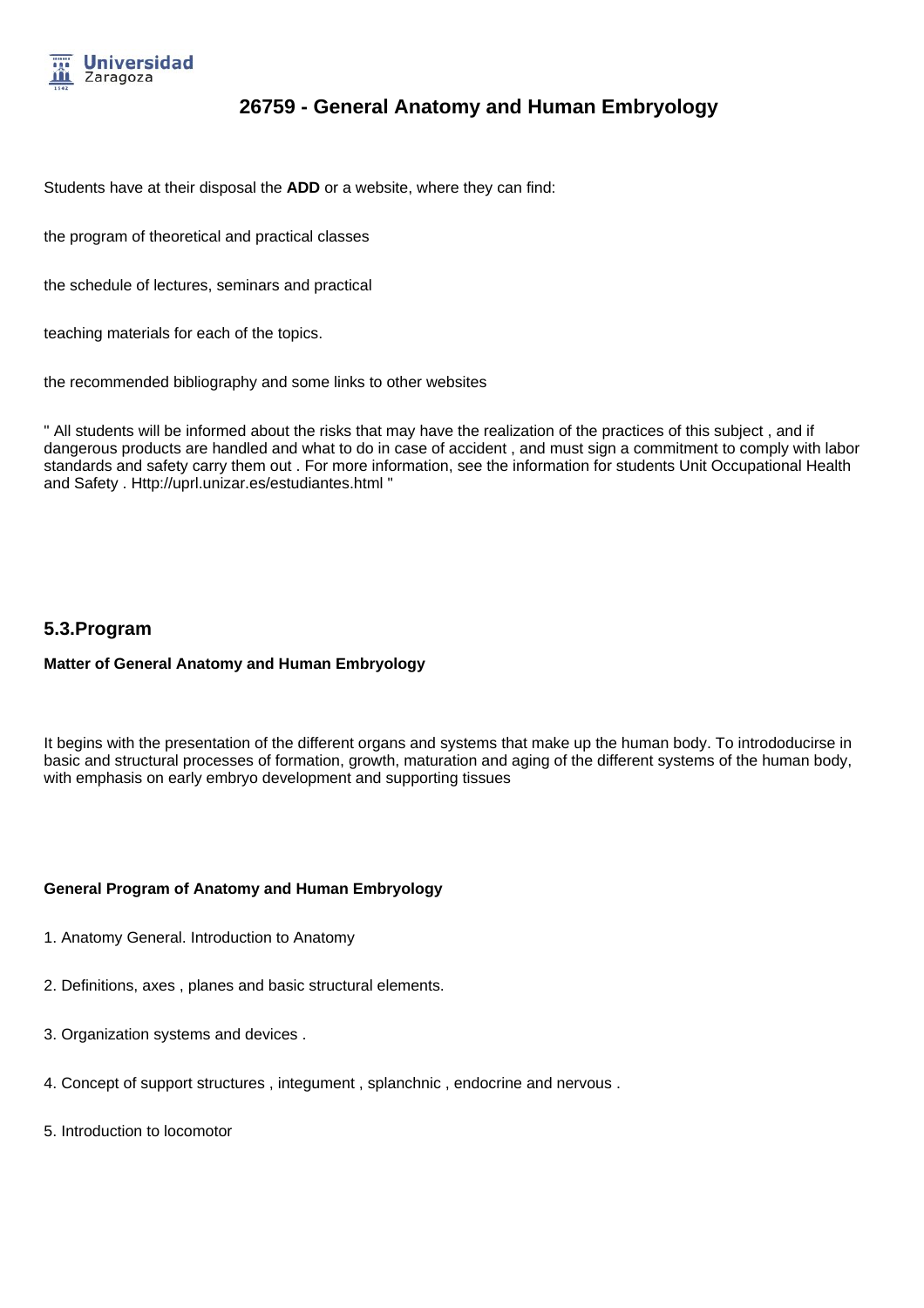Students have at their disposal the **ADD** or a website, where they can find:

the program of theoretical and practical classes

the schedule of lectures, seminars and practical

teaching materials for each of the topics.

the recommended bibliography and some links to other websites

" All students will be informed about the risks that may have the realization of the practices of this subject , and if dangerous products are handled and what to do in case of accident , and must sign a commitment to comply with labor standards and safety carry them out . For more information, see the information for students Unit Occupational Health and Safety . Http://uprl.unizar.es/estudiantes.html "

## 5.3.Program

**Matter of General Anatomy and Human Embryology**

It begins with the presentation of the different organs and systems that make up the human body. To intrododucirse in basic and structural processes of formation, growth, maturation and aging of the different systems of the human body, with emphasis on early embryo development and supporting tissues

**General Program of Anatomy and Human Embryology**

1. Anatomy General. Introduction to Anatomy

2. Definitions, axes , planes and basic structural elements.

3. Organization systems and devices .

4. Concept of support structures , integument , splanchnic , endocrine and nervous .

5. Introduction to locomotor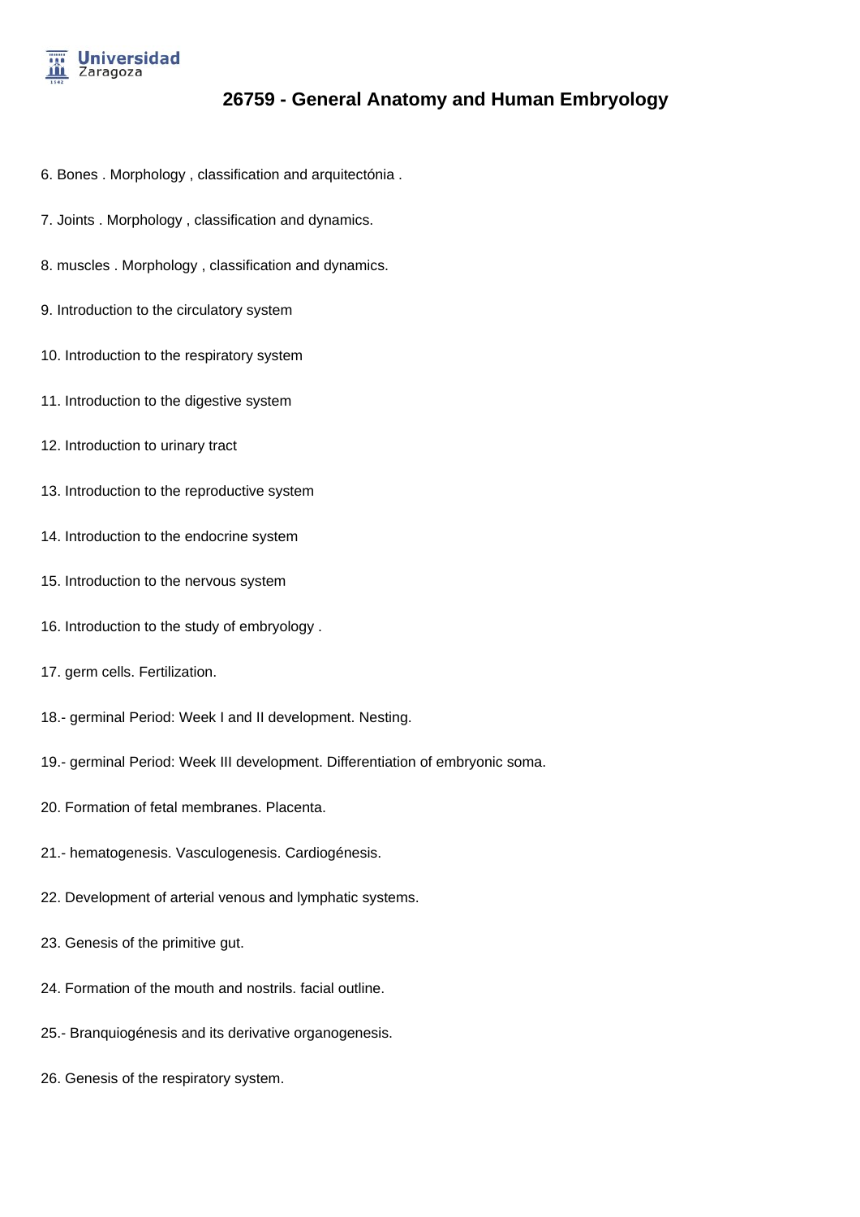6. Bones . Morphology , classification and arquitectónia .

7. Joints . Morphology , classification and dynamics.

8. muscles . Morphology , classification and dynamics.

9. Introduction to the circulatory system

10. Introduction to the respiratory system

11. Introduction to the digestive system

12. Introduction to urinary tract

13. Introduction to the reproductive system

14. Introduction to the endocrine system

15. Introduction to the nervous system

16. Introduction to the study of embryology .

17. germ cells. Fertilization.

18.- germinal Period: Week I and II development. Nesting.

19.- germinal Period: Week III development. Differentiation of embryonic soma.

20. Formation of fetal membranes. Placenta.

21.- hematogenesis. Vasculogenesis. Cardiogénesis.

22. Development of arterial venous and lymphatic systems.

23. Genesis of the primitive gut.

24. Formation of the mouth and nostrils. facial outline.

25.- Branquiogénesis and its derivative organogenesis.

26. Genesis of the respiratory system.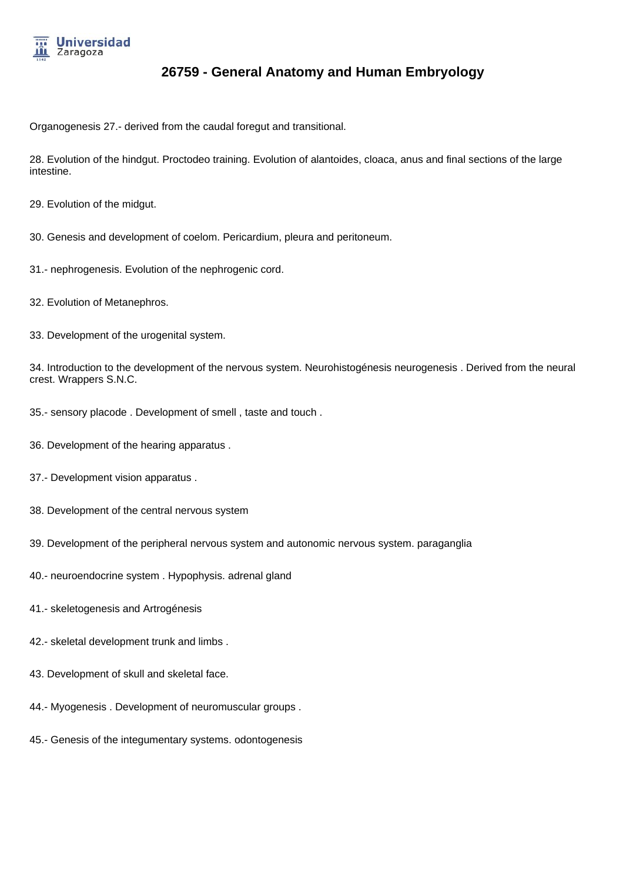Organogenesis 27.- derived from the caudal foregut and transitional.

28. Evolution of the hindgut. Proctodeo training. Evolution of alantoides, cloaca, anus and final sections of the large intestine.

29. Evolution of the midgut.

30. Genesis and development of coelom. Pericardium, pleura and peritoneum.

31.- nephrogenesis. Evolution of the nephrogenic cord.

32. Evolution of Metanephros.

33. Development of the urogenital system.

34. Introduction to the development of the nervous system. Neurohistogénesis neurogenesis . Derived from the neural crest. Wrappers S.N.C.

35.- sensory placode . Development of smell , taste and touch .

36. Development of the hearing apparatus .

37.- Development vision apparatus .

38. Development of the central nervous system

39. Development of the peripheral nervous system and autonomic nervous system. paraganglia

40.- neuroendocrine system . Hypophysis. adrenal gland

41.- skeletogenesis and Artrogénesis

42.- skeletal development trunk and limbs .

43. Development of skull and skeletal face.

44.- Myogenesis . Development of neuromuscular groups .

45.- Genesis of the integumentary systems. odontogenesis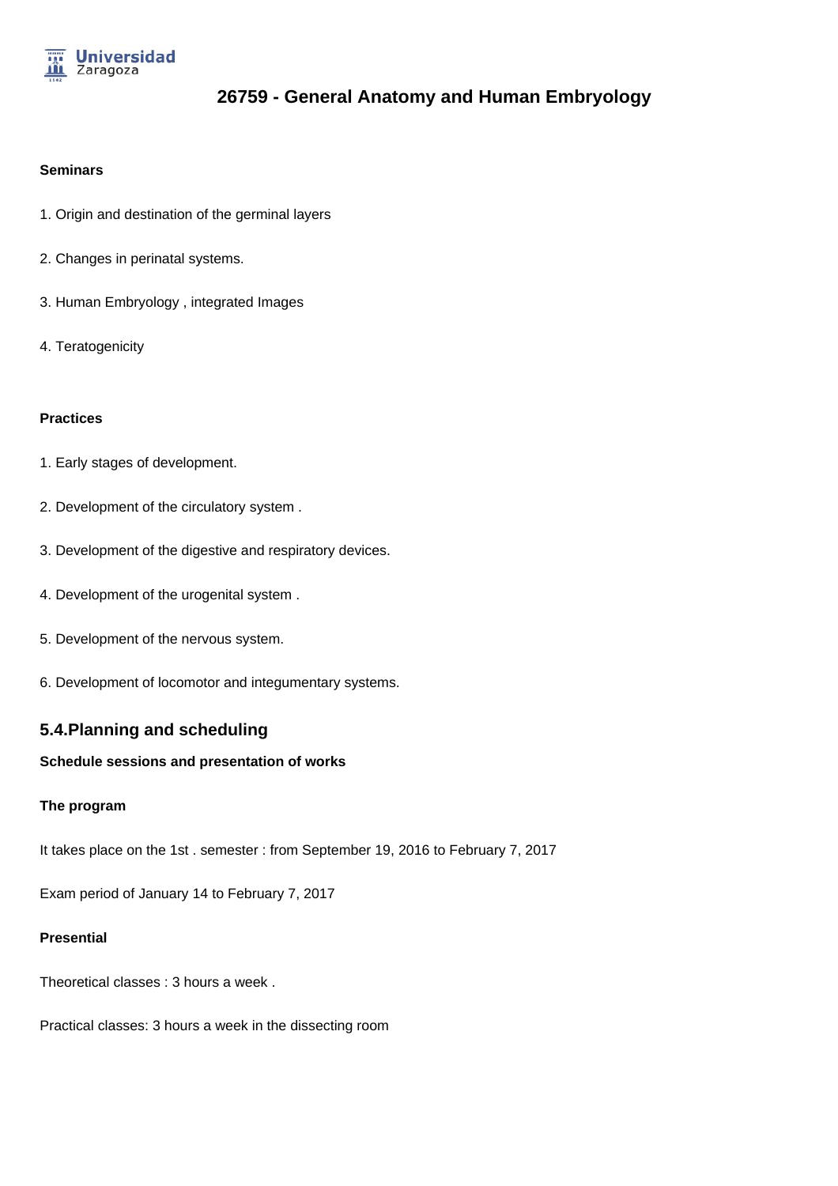**Seminars**

1. Origin and destination of the germinal layers

2. Changes in perinatal systems.

3. Human Embryology , integrated Images

4. Teratogenicity

**Practices**

1. Early stages of development.

2. Development of the circulatory system .

3. Development of the digestive and respiratory devices.

4. Development of the urogenital system .

5. Development of the nervous system.

6. Development of locomotor and integumentary systems.

## 5.4.Planning and scheduling

**Schedule sessions and presentation of works**

**The program**

It takes place on the 1st . semester : from September 19, 2016 to February 7, 2017

Exam period of January 14 to February 7, 2017

**Presential**

Theoretical classes : 3 hours a week .

Practical classes: 3 hours a week in the dissecting room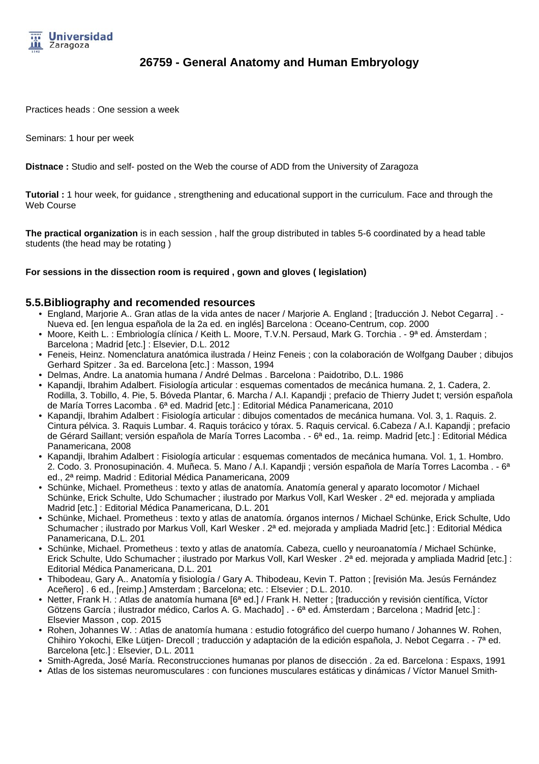Practices heads : One session a week

Seminars: 1 hour per week

**Distnace :** Studio and self- posted on the Web the course of ADD from the University of Zaragoza

**Tutorial :** 1 hour week, for guidance , strengthening and educational support in the curriculum. Face and through the Web Course

**The practical organization** is in each session , half the group distributed in tables 5-6 coordinated by a head table students (the head may be rotating )

**For sessions in the dissection room is required , gown and gloves ( legislation)**

## 5.5.Bibliography and recomended resources

- England, Marjorie A.. Gran atlas de la vida antes de nacer / Marjorie A. England ; [traducción J. Nebot Cegarra] . - Nueva ed. [en lengua española de la 2a ed. en inglés] Barcelona : Oceano-Centrum, cop. 2000
- Moore, Keith L. : Embriología clínica / Keith L. Moore, T.V.N. Persaud, Mark G. Torchia . - 9ª ed. Ámsterdam ; Barcelona ; Madrid [etc.] : Elsevier, D.L. 2012
- Feneis, Heinz. Nomenclatura anatómica ilustrada / Heinz Feneis ; con la colaboración de Wolfgang Dauber ; dibujos Gerhard Spitzer . 3a ed. Barcelona [etc.] : Masson, 1994
- Delmas, Andre. La anatomia humana / André Delmas . Barcelona : Paidotribo, D.L. 1986
- Kapandji, Ibrahim Adalbert. Fisiología articular : esquemas comentados de mecánica humana. 2, 1. Cadera, 2. Rodilla, 3. Tobillo, 4. Pie, 5. Bóveda Plantar, 6. Marcha / A.I. Kapandji ; prefacio de Thierry Judet t; versión española de María Torres Lacomba . 6ª ed. Madrid [etc.] : Editorial Médica Panamericana, 2010
- Kapandji, Ibrahim Adalbert : Fisiología articular : dibujos comentados de mecánica humana. Vol. 3, 1. Raquis. 2. Cintura pélvica. 3. Raquis Lumbar. 4. Raquis torácico y tórax. 5. Raquis cervical. 6.Cabeza / A.I. Kapandji ; prefacio de Gérard Saillant; versión española de María Torres Lacomba . - 6ª ed., 1a. reimp. Madrid [etc.] : Editorial Médica Panamericana, 2008
- Kapandji, Ibrahim Adalbert : Fisiología articular : esquemas comentados de mecánica humana. Vol. 1, 1. Hombro. 2. Codo. 3. Pronosupinación. 4. Muñeca. 5. Mano / A.I. Kapandji ; versión española de María Torres Lacomba . - 6ª ed., 2ª reimp. Madrid : Editorial Médica Panamericana, 2009
- Schünke, Michael. Prometheus : texto y atlas de anatomía. Anatomía general y aparato locomotor / Michael Schünke, Erick Schulte, Udo Schumacher ; ilustrado por Markus Voll, Karl Wesker . 2ª ed. mejorada y ampliada Madrid [etc.] : Editorial Médica Panamericana, D.L. 201
- Schünke, Michael. Prometheus : texto y atlas de anatomía. órganos internos / Michael Schünke, Erick Schulte, Udo Schumacher ; ilustrado por Markus Voll, Karl Wesker . 2ª ed. mejorada y ampliada Madrid [etc.] : Editorial Médica Panamericana, D.L. 201
- Schünke, Michael. Prometheus : texto y atlas de anatomía. Cabeza, cuello y neuroanatomía / Michael Schünke, Erick Schulte, Udo Schumacher ; ilustrado por Markus Voll, Karl Wesker . 2ª ed. mejorada y ampliada Madrid [etc.] : Editorial Médica Panamericana, D.L. 201
- Thibodeau, Gary A.. Anatomía y fisiología / Gary A. Thibodeau, Kevin T. Patton ; [revisión Ma. Jesús Fernández Aceñero] . 6 ed., [reimp.] Amsterdam ; Barcelona; etc. : Elsevier ; D.L. 2010.
- Netter, Frank H. : Atlas de anatomía humana [6ª ed.] / Frank H. Netter ; [traducción y revisión científica, Víctor Götzens García ; ilustrador médico, Carlos A. G. Machado] . - 6ª ed. Ámsterdam ; Barcelona ; Madrid [etc.] : Elsevier Masson , cop. 2015
- Rohen, Johannes W. : Atlas de anatomía humana : estudio fotográfico del cuerpo humano / Johannes W. Rohen, Chihiro Yokochi, Elke Lütjen- Drecoll ; traducción y adaptación de la edición española, J. Nebot Cegarra . - 7ª ed. Barcelona [etc.] : Elsevier, D.L. 2011
- Smith-Agreda, José María. Reconstrucciones humanas por planos de disección . 2a ed. Barcelona : Espaxs, 1991
- Atlas de los sistemas neuromusculares : con funciones musculares estáticas y dinámicas / Víctor Manuel Smith-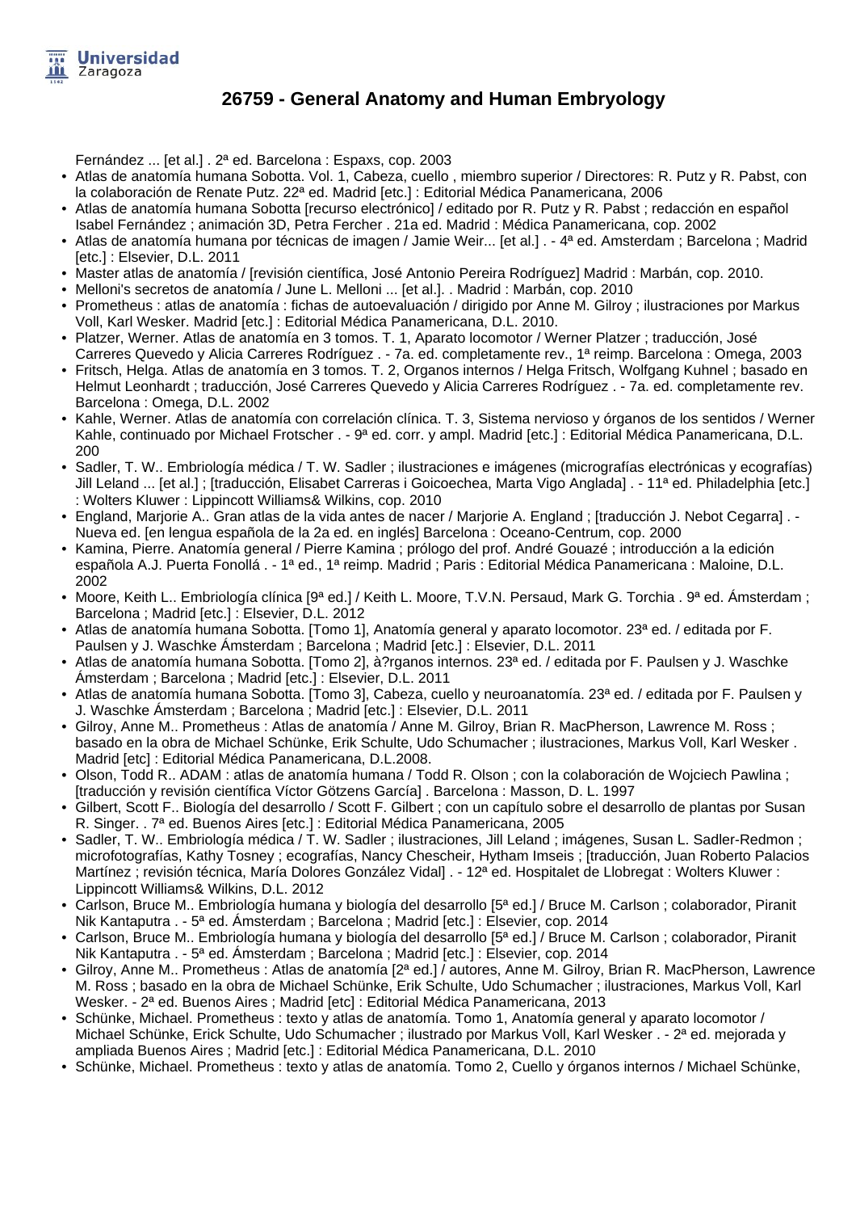Fernández ... [et al.] . 2ª ed. Barcelona : Espaxs, cop. 2003

- Atlas de anatomía humana Sobotta. Vol. 1, Cabeza, cuello , miembro superior / Directores: R. Putz y R. Pabst, con la colaboración de Renate Putz. 22ª ed. Madrid [etc.] : Editorial Médica Panamericana, 2006
- Atlas de anatomía humana Sobotta [recurso electrónico] / editado por R. Putz y R. Pabst ; redacción en español Isabel Fernández ; animación 3D, Petra Fercher . 21a ed. Madrid : Médica Panamericana, cop. 2002
- Atlas de anatomía humana por técnicas de imagen / Jamie Weir... [et al.] . - 4ª ed. Amsterdam ; Barcelona ; Madrid [etc.] : Elsevier, D.L. 2011
- Master atlas de anatomía / [revisión científica, José Antonio Pereira Rodríguez] Madrid : Marbán, cop. 2010.
- Melloni's secretos de anatomía / June L. Melloni ... [et al.]. . Madrid : Marbán, cop. 2010
- Prometheus : atlas de anatomía : fichas de autoevaluación / dirigido por Anne M. Gilroy ; ilustraciones por Markus Voll, Karl Wesker. Madrid [etc.] : Editorial Médica Panamericana, D.L. 2010.
- Platzer, Werner. Atlas de anatomía en 3 tomos. T. 1, Aparato locomotor / Werner Platzer ; traducción, José Carreres Quevedo y Alicia Carreres Rodríguez . - 7a. ed. completamente rev., 1ª reimp. Barcelona : Omega, 2003
- Fritsch, Helga. Atlas de anatomía en 3 tomos. T. 2, Organos internos / Helga Fritsch, Wolfgang Kuhnel ; basado en Helmut Leonhardt ; traducción, José Carreres Quevedo y Alicia Carreres Rodríguez . - 7a. ed. completamente rev. Barcelona : Omega, D.L. 2002
- Kahle, Werner. Atlas de anatomía con correlación clínica. T. 3, Sistema nervioso y órganos de los sentidos / Werner Kahle, continuado por Michael Frotscher . - 9ª ed. corr. y ampl. Madrid [etc.] : Editorial Médica Panamericana, D.L. 200
- Sadler, T. W.. Embriología médica / T. W. Sadler ; ilustraciones e imágenes (micrografías electrónicas y ecografías) Jill Leland ... [et al.] ; [traducción, Elisabet Carreras i Goicoechea, Marta Vigo Anglada] . - 11ª ed. Philadelphia [etc.] : Wolters Kluwer : Lippincott Williams& Wilkins, cop. 2010
- England, Marjorie A.. Gran atlas de la vida antes de nacer / Marjorie A. England ; [traducción J. Nebot Cegarra] . - Nueva ed. [en lengua española de la 2a ed. en inglés] Barcelona : Oceano-Centrum, cop. 2000
- Kamina, Pierre. Anatomía general / Pierre Kamina ; prólogo del prof. André Gouazé ; introducción a la edición española A.J. Puerta Fonollá . - 1ª ed., 1ª reimp. Madrid ; Paris : Editorial Médica Panamericana : Maloine, D.L. 2002
- Moore, Keith L.. Embriología clínica [9ª ed.] / Keith L. Moore, T.V.N. Persaud, Mark G. Torchia . 9ª ed. Ámsterdam ; Barcelona ; Madrid [etc.] : Elsevier, D.L. 2012
- Atlas de anatomía humana Sobotta. [Tomo 1], Anatomía general y aparato locomotor. 23ª ed. / editada por F. Paulsen y J. Waschke Ámsterdam ; Barcelona ; Madrid [etc.] : Elsevier, D.L. 2011
- Atlas de anatomía humana Sobotta. [Tomo 2], à?rganos internos. 23ª ed. / editada por F. Paulsen y J. Waschke Ámsterdam ; Barcelona ; Madrid [etc.] : Elsevier, D.L. 2011
- Atlas de anatomía humana Sobotta. [Tomo 3], Cabeza, cuello y neuroanatomía. 23ª ed. / editada por F. Paulsen y J. Waschke Ámsterdam ; Barcelona ; Madrid [etc.] : Elsevier, D.L. 2011
- Gilroy, Anne M.. Prometheus : Atlas de anatomía / Anne M. Gilroy, Brian R. MacPherson, Lawrence M. Ross ; basado en la obra de Michael Schünke, Erik Schulte, Udo Schumacher ; ilustraciones, Markus Voll, Karl Wesker . Madrid [etc] : Editorial Médica Panamericana, D.L.2008.
- Olson, Todd R.. ADAM : atlas de anatomía humana / Todd R. Olson ; con la colaboración de Wojciech Pawlina ; [traducción y revisión científica Víctor Götzens García] . Barcelona : Masson, D. L. 1997
- Gilbert, Scott F.. Biología del desarrollo / Scott F. Gilbert ; con un capítulo sobre el desarrollo de plantas por Susan R. Singer. . 7ª ed. Buenos Aires [etc.] : Editorial Médica Panamericana, 2005
- Sadler, T. W.. Embriología médica / T. W. Sadler ; ilustraciones, Jill Leland ; imágenes, Susan L. Sadler-Redmon ; microfotografías, Kathy Tosney ; ecografías, Nancy Chescheir, Hytham Imseis ; [traducción, Juan Roberto Palacios Martínez ; revisión técnica, María Dolores González Vidal] . - 12ª ed. Hospitalet de Llobregat : Wolters Kluwer : Lippincott Williams& Wilkins, D.L. 2012
- Carlson, Bruce M.. Embriología humana y biología del desarrollo [5ª ed.] / Bruce M. Carlson ; colaborador, Piranit Nik Kantaputra . - 5ª ed. Ámsterdam ; Barcelona ; Madrid [etc.] : Elsevier, cop. 2014
- Carlson, Bruce M.. Embriología humana y biología del desarrollo [5ª ed.] / Bruce M. Carlson ; colaborador, Piranit Nik Kantaputra . - 5ª ed. Ámsterdam ; Barcelona ; Madrid [etc.] : Elsevier, cop. 2014
- Gilroy, Anne M.. Prometheus : Atlas de anatomía [2ª ed.] / autores, Anne M. Gilroy, Brian R. MacPherson, Lawrence M. Ross ; basado en la obra de Michael Schünke, Erik Schulte, Udo Schumacher ; ilustraciones, Markus Voll, Karl Wesker. - 2ª ed. Buenos Aires ; Madrid [etc] : Editorial Médica Panamericana, 2013
- Schünke, Michael. Prometheus : texto y atlas de anatomía. Tomo 1, Anatomía general y aparato locomotor / Michael Schünke, Erick Schulte, Udo Schumacher ; ilustrado por Markus Voll, Karl Wesker . - 2ª ed. mejorada y ampliada Buenos Aires ; Madrid [etc.] : Editorial Médica Panamericana, D.L. 2010
- Schünke, Michael. Prometheus : texto y atlas de anatomía. Tomo 2, Cuello y órganos internos / Michael Schünke,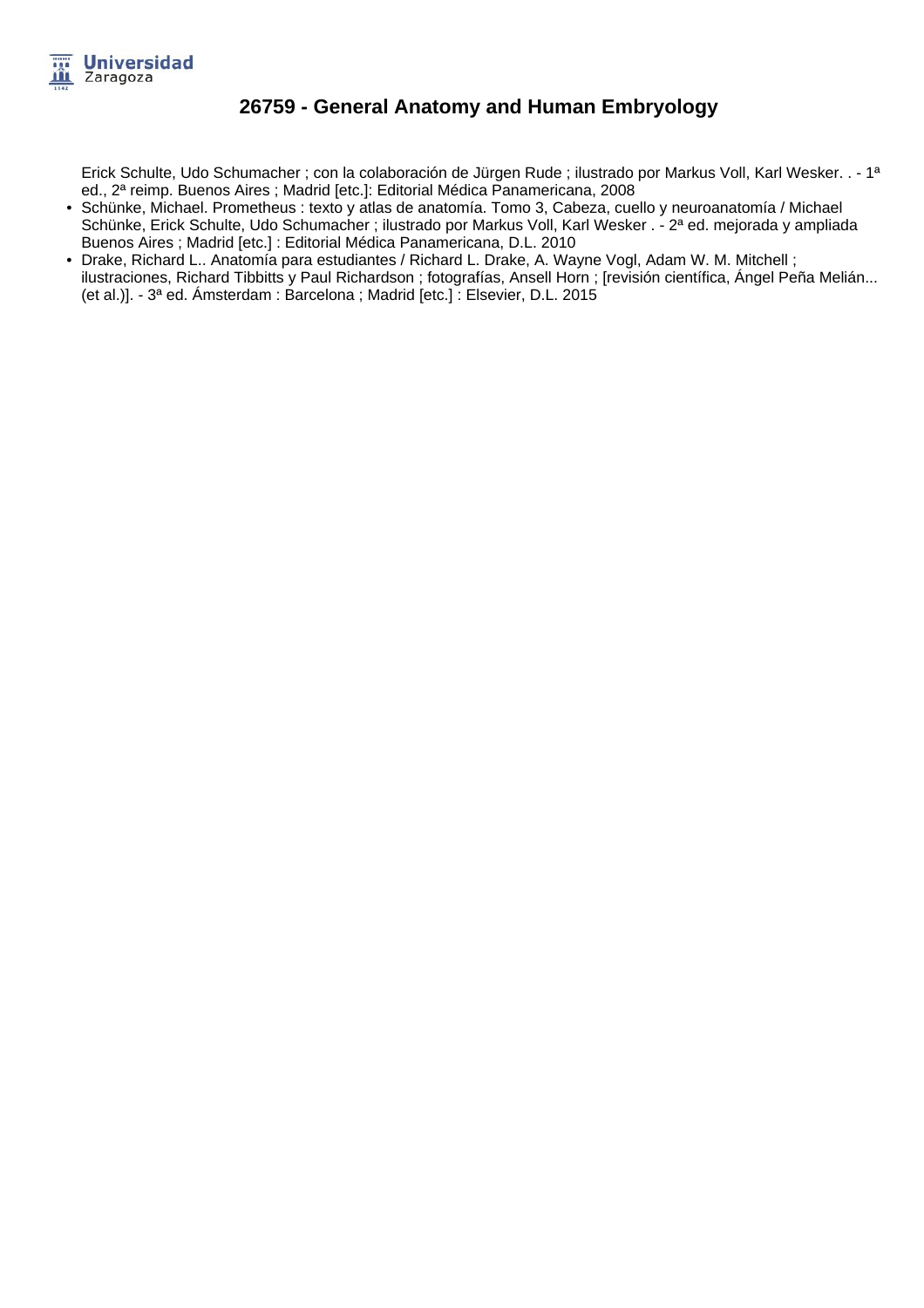Erick Schulte, Udo Schumacher ; con la colaboración de Jürgen Rude ; ilustrado por Markus Voll, Karl Wesker. . - 1ª ed., 2ª reimp. Buenos Aires ; Madrid [etc.]: Editorial Médica Panamericana, 2008

- Schünke, Michael. Prometheus : texto y atlas de anatomía. Tomo 3, Cabeza, cuello y neuroanatomía / Michael Schünke, Erick Schulte, Udo Schumacher ; ilustrado por Markus Voll, Karl Wesker . - 2ª ed. mejorada y ampliada Buenos Aires ; Madrid [etc.] : Editorial Médica Panamericana, D.L. 2010
- Drake, Richard L.. Anatomía para estudiantes / Richard L. Drake, A. Wayne Vogl, Adam W. M. Mitchell ; ilustraciones, Richard Tibbitts y Paul Richardson ; fotografías, Ansell Horn ; [revisión científica, Ángel Peña Melián... (et al.)]. - 3ª ed. Ámsterdam : Barcelona ; Madrid [etc.] : Elsevier, D.L. 2015